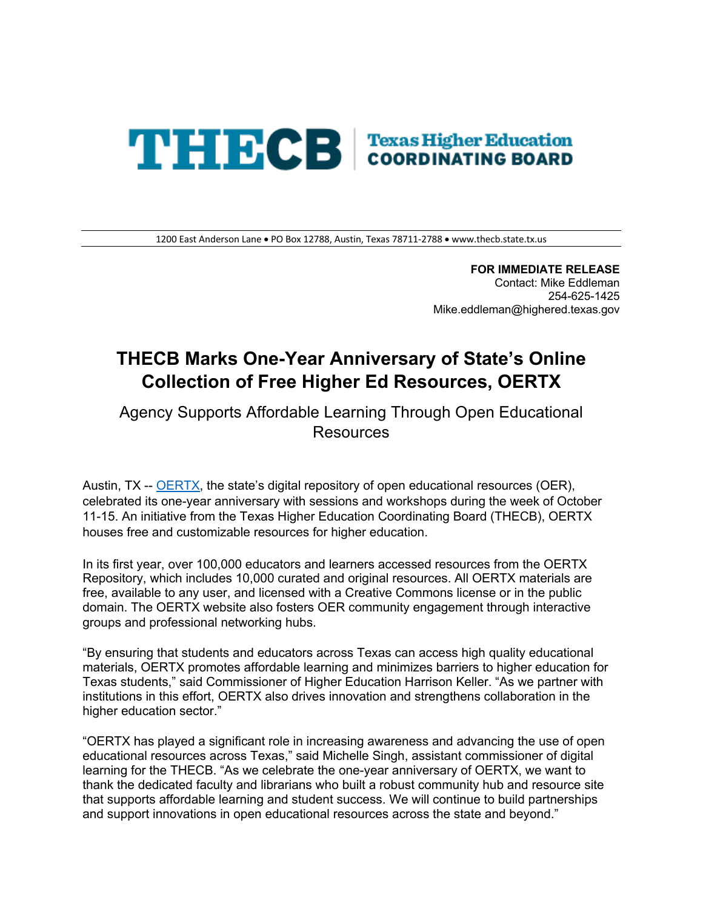THECB | Texas Higher Education COORDINATING BOARD

1200 East Anderson Lane • PO Box 12788, Austin, Texas 78711-2788 • www.thecb.state.tx.us

**FOR IMMEDIATE RELEASE**
Contact: Mike Eddleman
254-625-1425
Mike.eddleman@highered.texas.gov

# THECB Marks One-Year Anniversary of State's Online Collection of Free Higher Ed Resources, OERTX

## Agency Supports Affordable Learning Through Open Educational Resources

Austin, TX -- OERTX, the state's digital repository of open educational resources (OER), celebrated its one-year anniversary with sessions and workshops during the week of October 11-15. An initiative from the Texas Higher Education Coordinating Board (THECB), OERTX houses free and customizable resources for higher education.

In its first year, over 100,000 educators and learners accessed resources from the OERTX Repository, which includes 10,000 curated and original resources. All OERTX materials are free, available to any user, and licensed with a Creative Commons license or in the public domain. The OERTX website also fosters OER community engagement through interactive groups and professional networking hubs.

"By ensuring that students and educators across Texas can access high quality educational materials, OERTX promotes affordable learning and minimizes barriers to higher education for Texas students," said Commissioner of Higher Education Harrison Keller. "As we partner with institutions in this effort, OERTX also drives innovation and strengthens collaboration in the higher education sector."

"OERTX has played a significant role in increasing awareness and advancing the use of open educational resources across Texas," said Michelle Singh, assistant commissioner of digital learning for the THECB. "As we celebrate the one-year anniversary of OERTX, we want to thank the dedicated faculty and librarians who built a robust community hub and resource site that supports affordable learning and student success. We will continue to build partnerships and support innovations in open educational resources across the state and beyond."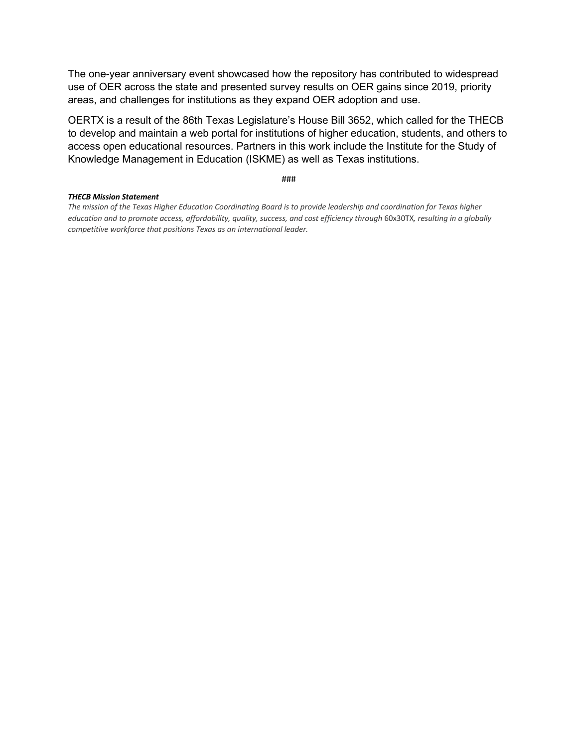The one-year anniversary event showcased how the repository has contributed to widespread use of OER across the state and presented survey results on OER gains since 2019, priority areas, and challenges for institutions as they expand OER adoption and use.

OERTX is a result of the 86th Texas Legislature's House Bill 3652, which called for the THECB to develop and maintain a web portal for institutions of higher education, students, and others to access open educational resources. Partners in this work include the Institute for the Study of Knowledge Management in Education (ISKME) as well as Texas institutions.

###

***THECB Mission Statement***

*The mission of the Texas Higher Education Coordinating Board is to provide leadership and coordination for Texas higher education and to promote access, affordability, quality, success, and cost efficiency through* 60x30TX*, resulting in a globally competitive workforce that positions Texas as an international leader.*